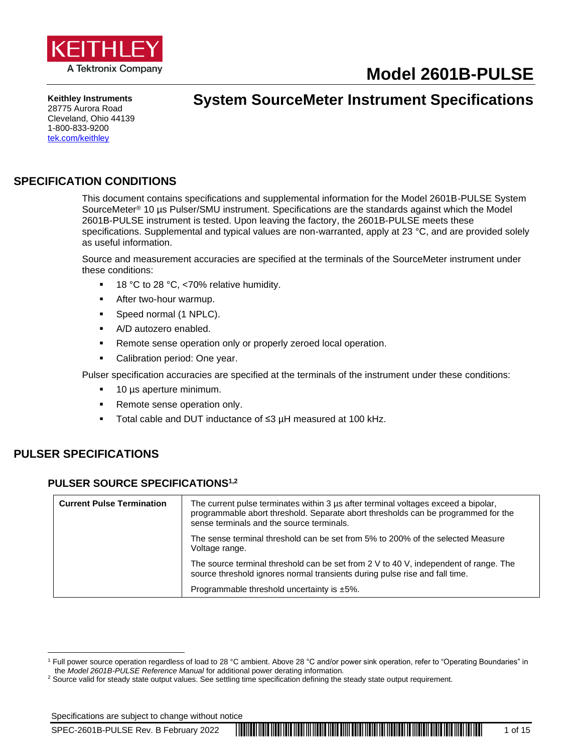# Model 2601B-PULSE

**Keithley Instruments**
28775 Aurora Road
Cleveland, Ohio 44139
1-800-833-9200
[tek.com/keithley](tek.com/keithley)

# System SourceMeter Instrument Specifications

## SPECIFICATION CONDITIONS

This document contains specifications and supplemental information for the Model 2601B-PULSE System SourceMeter® 10 µs Pulser/SMU instrument. Specifications are the standards against which the Model 2601B-PULSE instrument is tested. Upon leaving the factory, the 2601B-PULSE meets these specifications. Supplemental and typical values are non-warranted, apply at 23 °C, and are provided solely as useful information.

Source and measurement accuracies are specified at the terminals of the SourceMeter instrument under these conditions:

- 18 °C to 28 °C, <70% relative humidity.
- After two-hour warmup.
- Speed normal (1 NPLC).
- A/D autozero enabled.
- Remote sense operation only or properly zeroed local operation.
- Calibration period: One year.

Pulser specification accuracies are specified at the terminals of the instrument under these conditions:

- 10 µs aperture minimum.
- Remote sense operation only.
- Total cable and DUT inductance of ≤3 µH measured at 100 kHz.

## PULSER SPECIFICATIONS

### PULSER SOURCE SPECIFICATIONS[1,2]

| | |
|---|---|
| **Current Pulse Termination** | The current pulse terminates within 3 µs after terminal voltages exceed a bipolar, programmable abort threshold. Separate abort thresholds can be programmed for the sense terminals and the source terminals. |
| | The sense terminal threshold can be set from 5% to 200% of the selected Measure Voltage range. |
| | The source terminal threshold can be set from 2 V to 40 V, independent of range. The source threshold ignores normal transients during pulse rise and fall time. |
| | Programmable threshold uncertainty is ±5%. |

[1] Full power source operation regardless of load to 28 °C ambient. Above 28 °C and/or power sink operation, refer to "Operating Boundaries" in the *Model 2601B-PULSE Reference Manual* for additional power derating information.

[2] Source valid for steady state output values. See settling time specification defining the steady state output requirement.

Specifications are subject to change without notice

SPEC-2601B-PULSE Rev. B February 2022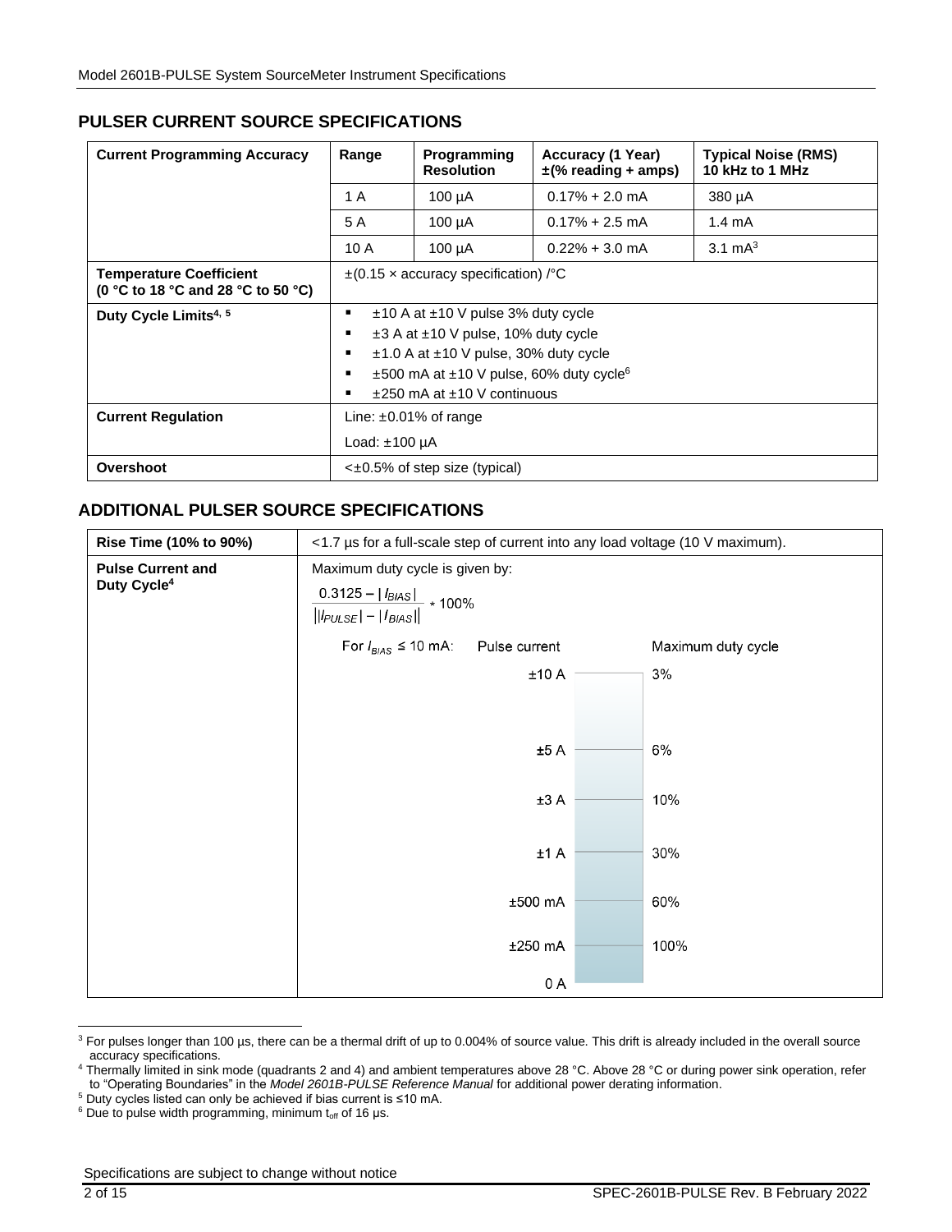## PULSER CURRENT SOURCE SPECIFICATIONS

| Current Programming Accuracy | Range | Programming Resolution | Accuracy (1 Year) ±(% reading + amps) | Typical Noise (RMS) 10 kHz to 1 MHz |
|---|---|---|---|---|
| | 1 A | 100 µA | 0.17% + 2.0 mA | 380 µA |
| | 5 A | 100 µA | 0.17% + 2.5 mA | 1.4 mA |
| | 10 A | 100 µA | 0.22% + 3.0 mA | 3.1 mA[3] |
| **Temperature Coefficient (0 °C to 18 °C and 28 °C to 50 °C)** | ±(0.15 × accuracy specification) /°C | | | |
| **Duty Cycle Limits[4, 5]** | ▪ ±10 A at ±10 V pulse 3% duty cycle<br>▪ ±3 A at ±10 V pulse, 10% duty cycle<br>▪ ±1.0 A at ±10 V pulse, 30% duty cycle<br>▪ ±500 mA at ±10 V pulse, 60% duty cycle[6]<br>▪ ±250 mA at ±10 V continuous | | | |
| **Current Regulation** | Line: ±0.01% of range<br>Load: ±100 µA | | | |
| **Overshoot** | <±0.5% of step size (typical) | | | |

## ADDITIONAL PULSER SOURCE SPECIFICATIONS

| | |
|---|---|
| **Rise Time (10% to 90%)** | <1.7 µs for a full-scale step of current into any load voltage (10 V maximum). |
| **Pulse Current and Duty Cycle[4]** | Maximum duty cycle is given by:<br>$\frac{0.3125 - \lvert I_{BIAS} \rvert}{\lvert \lvert I_{PULSE} \rvert - \lvert I_{BIAS} \rvert \rvert} * 100\%$<br>For $I_{BIAS} \leq 10$ mA: Pulse current → Maximum duty cycle<br>±10 A → 3%<br>±5 A → 6%<br>±3 A → 10%<br>±1 A → 30%<br>±500 mA → 60%<br>±250 mA → 100%<br>0 A |

---

3 For pulses longer than 100 µs, there can be a thermal drift of up to 0.004% of source value. This drift is already included in the overall source accuracy specifications.

4 Thermally limited in sink mode (quadrants 2 and 4) and ambient temperatures above 28 °C. Above 28 °C or during power sink operation, refer to "Operating Boundaries" in the *Model 2601B-PULSE Reference Manual* for additional power derating information.

5 Duty cycles listed can only be achieved if bias current is ≤10 mA.

6 Due to pulse width programming, minimum $t_{off}$ of 16 µs.

Specifications are subject to change without notice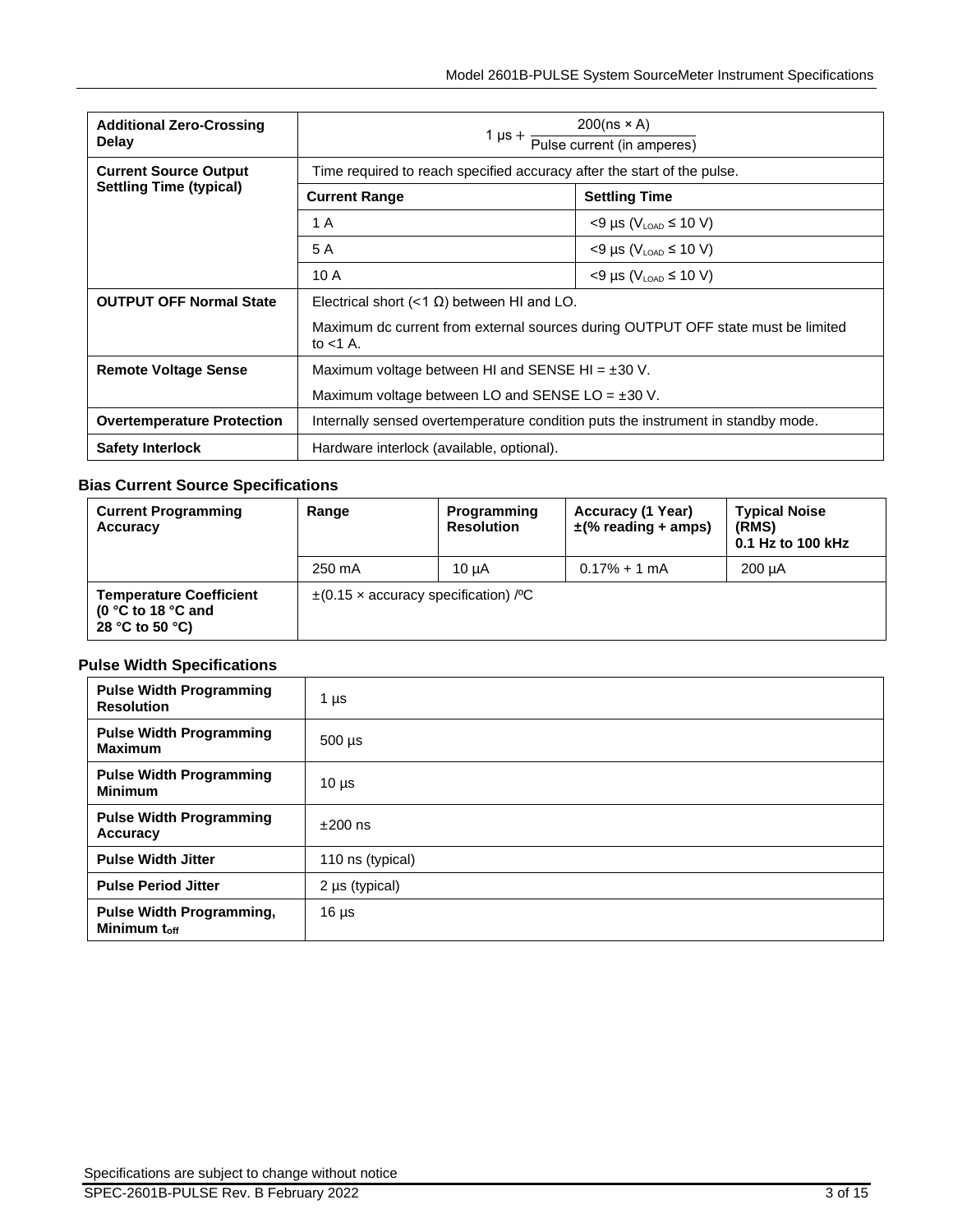| | | |
|---|---|---|
| **Additional Zero-Crossing Delay** | $1\ \mu s + \frac{200(ns \times A)}{\text{Pulse current (in amperes)}}$ | |
| **Current Source Output Settling Time (typical)** | Time required to reach specified accuracy after the start of the pulse. | |
| | **Current Range** | **Settling Time** |
| | 1 A | <9 µs ($V_{LOAD}$ ≤ 10 V) |
| | 5 A | <9 µs ($V_{LOAD}$ ≤ 10 V) |
| | 10 A | <9 µs ($V_{LOAD}$ ≤ 10 V) |
| **OUTPUT OFF Normal State** | Electrical short (<1 Ω) between HI and LO.<br><br>Maximum dc current from external sources during OUTPUT OFF state must be limited to <1 A. | |
| **Remote Voltage Sense** | Maximum voltage between HI and SENSE HI = ±30 V.<br><br>Maximum voltage between LO and SENSE LO = ±30 V. | |
| **Overtemperature Protection** | Internally sensed overtemperature condition puts the instrument in standby mode. | |
| **Safety Interlock** | Hardware interlock (available, optional). | |

### Bias Current Source Specifications

| **Current Programming Accuracy** | **Range** | **Programming Resolution** | **Accuracy (1 Year) ±(% reading + amps)** | **Typical Noise (RMS) 0.1 Hz to 100 kHz** |
|---|---|---|---|---|
| | 250 mA | 10 µA | 0.17% + 1 mA | 200 µA |
| **Temperature Coefficient (0 °C to 18 °C and 28 °C to 50 °C)** | ±(0.15 × accuracy specification) /ºC | | | |

### Pulse Width Specifications

| | |
|---|---|
| **Pulse Width Programming Resolution** | 1 µs |
| **Pulse Width Programming Maximum** | 500 µs |
| **Pulse Width Programming Minimum** | 10 µs |
| **Pulse Width Programming Accuracy** | ±200 ns |
| **Pulse Width Jitter** | 110 ns (typical) |
| **Pulse Period Jitter** | 2 µs (typical) |
| **Pulse Width Programming, Minimum $t_{off}$** | 16 µs |

Specifications are subject to change without notice

SPEC-2601B-PULSE Rev. B February 2022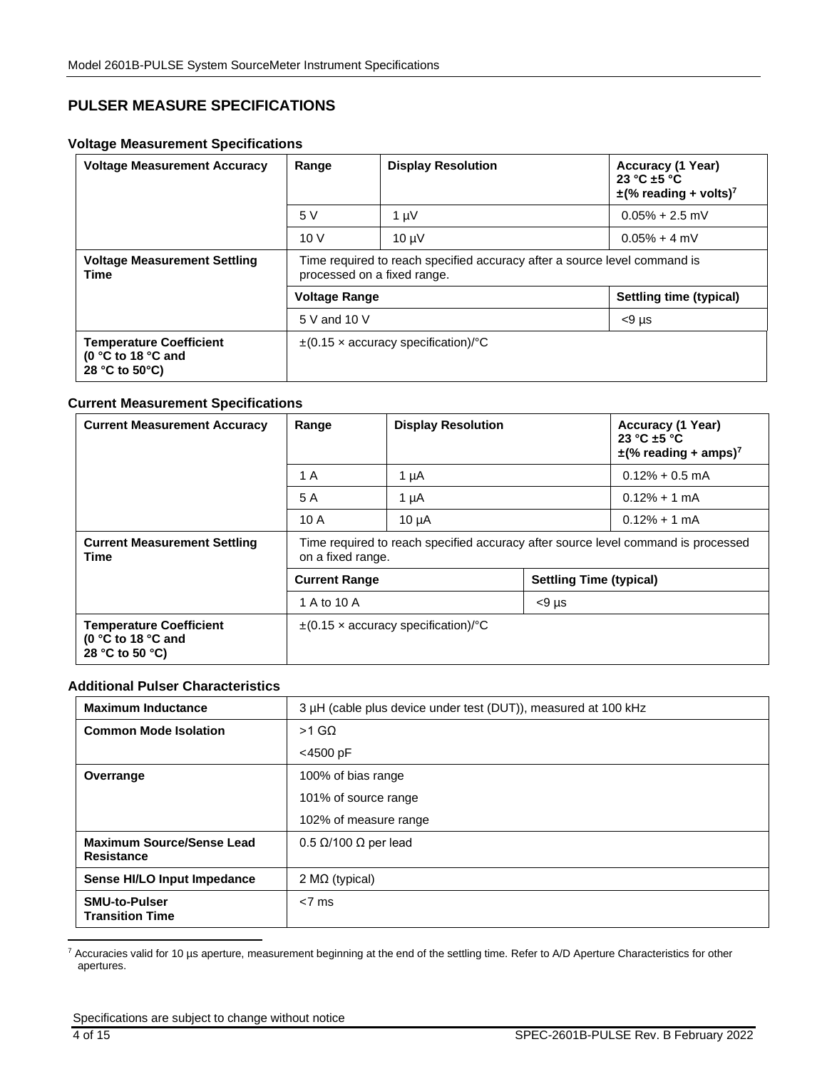## PULSER MEASURE SPECIFICATIONS

### Voltage Measurement Specifications

| Voltage Measurement Accuracy | Range | Display Resolution | Accuracy (1 Year) 23 °C ±5 °C ±(% reading + volts)[7] |
|---|---|---|---|
| | 5 V | 1 µV | 0.05% + 2.5 mV |
| | 10 V | 10 µV | 0.05% + 4 mV |
| **Voltage Measurement Settling Time** | Time required to reach specified accuracy after a source level command is processed on a fixed range. | | |
| | **Voltage Range** | | **Settling time (typical)** |
| | 5 V and 10 V | | <9 µs |
| **Temperature Coefficient (0 °C to 18 °C and 28 °C to 50°C)** | ±(0.15 × accuracy specification)/°C | | |

### Current Measurement Specifications

| Current Measurement Accuracy | Range | Display Resolution | Accuracy (1 Year) 23 °C ±5 °C ±(% reading + amps)[7] |
|---|---|---|---|
| | 1 A | 1 µA | 0.12% + 0.5 mA |
| | 5 A | 1 µA | 0.12% + 1 mA |
| | 10 A | 10 µA | 0.12% + 1 mA |
| **Current Measurement Settling Time** | Time required to reach specified accuracy after source level command is processed on a fixed range. | | |
| | **Current Range** | **Settling Time (typical)** | |
| | 1 A to 10 A | <9 µs | |
| **Temperature Coefficient (0 °C to 18 °C and 28 °C to 50 °C)** | ±(0.15 × accuracy specification)/°C | | |

### Additional Pulser Characteristics

| | |
|---|---|
| **Maximum Inductance** | 3 µH (cable plus device under test (DUT)), measured at 100 kHz |
| **Common Mode Isolation** | >1 GΩ |
| | <4500 pF |
| **Overrange** | 100% of bias range |
| | 101% of source range |
| | 102% of measure range |
| **Maximum Source/Sense Lead Resistance** | 0.5 Ω/100 Ω per lead |
| **Sense HI/LO Input Impedance** | 2 MΩ (typical) |
| **SMU-to-Pulser Transition Time** | <7 ms |

[7] Accuracies valid for 10 µs aperture, measurement beginning at the end of the settling time. Refer to A/D Aperture Characteristics for other apertures.

Specifications are subject to change without notice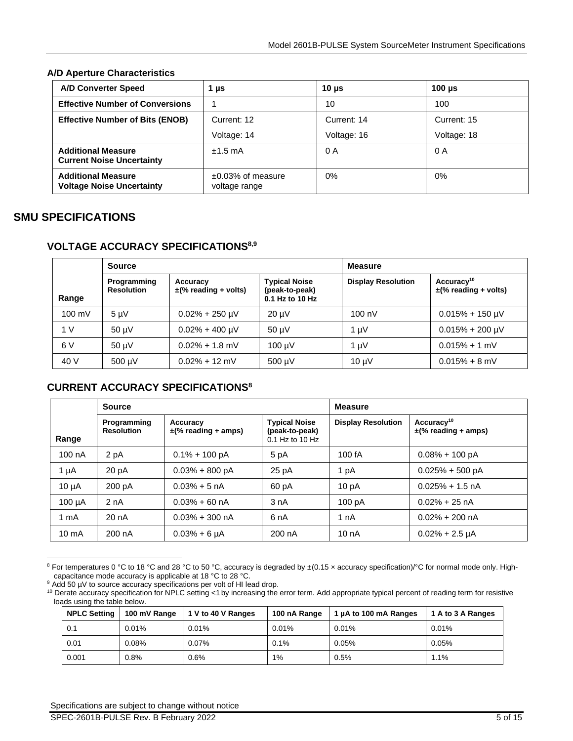### A/D Aperture Characteristics

| A/D Converter Speed | 1 µs | 10 µs | 100 µs |
|---|---|---|---|
| Effective Number of Conversions | 1 | 10 | 100 |
| Effective Number of Bits (ENOB) | Current: 12<br>Voltage: 14 | Current: 14<br>Voltage: 16 | Current: 15<br>Voltage: 18 |
| Additional Measure Current Noise Uncertainty | ±1.5 mA | 0 A | 0 A |
| Additional Measure Voltage Noise Uncertainty | ±0.03% of measure voltage range | 0% | 0% |

## SMU SPECIFICATIONS

### VOLTAGE ACCURACY SPECIFICATIONS[8,9]

| | Source | | | Measure | |
|---|---|---|---|---|---|
| Range | Programming Resolution | Accuracy ±(% reading + volts) | Typical Noise (peak-to-peak) 0.1 Hz to 10 Hz | Display Resolution | Accuracy[10] ±(% reading + volts) |
| 100 mV | 5 µV | 0.02% + 250 µV | 20 µV | 100 nV | 0.015% + 150 µV |
| 1 V | 50 µV | 0.02% + 400 µV | 50 µV | 1 µV | 0.015% + 200 µV |
| 6 V | 50 µV | 0.02% + 1.8 mV | 100 µV | 1 µV | 0.015% + 1 mV |
| 40 V | 500 µV | 0.02% + 12 mV | 500 µV | 10 µV | 0.015% + 8 mV |

### CURRENT ACCURACY SPECIFICATIONS[8]

| | Source | | | Measure | |
|---|---|---|---|---|---|
| Range | Programming Resolution | Accuracy ±(% reading + amps) | Typical Noise (peak-to-peak) 0.1 Hz to 10 Hz | Display Resolution | Accuracy[10] ±(% reading + amps) |
| 100 nA | 2 pA | 0.1% + 100 pA | 5 pA | 100 fA | 0.08% + 100 pA |
| 1 µA | 20 pA | 0.03% + 800 pA | 25 pA | 1 pA | 0.025% + 500 pA |
| 10 µA | 200 pA | 0.03% + 5 nA | 60 pA | 10 pA | 0.025% + 1.5 nA |
| 100 µA | 2 nA | 0.03% + 60 nA | 3 nA | 100 pA | 0.02% + 25 nA |
| 1 mA | 20 nA | 0.03% + 300 nA | 6 nA | 1 nA | 0.02% + 200 nA |
| 10 mA | 200 nA | 0.03% + 6 µA | 200 nA | 10 nA | 0.02% + 2.5 µA |

[8] For temperatures 0 °C to 18 °C and 28 °C to 50 °C, accuracy is degraded by ±(0.15 × accuracy specification)/°C for normal mode only. High-capacitance mode accuracy is applicable at 18 °C to 28 °C.

[9] Add 50 µV to source accuracy specifications per volt of HI lead drop.

[10] Derate accuracy specification for NPLC setting <1 by increasing the error term. Add appropriate typical percent of reading term for resistive loads using the table below.

| NPLC Setting | 100 mV Range | 1 V to 40 V Ranges | 100 nA Range | 1 µA to 100 mA Ranges | 1 A to 3 A Ranges |
|---|---|---|---|---|---|
| 0.1 | 0.01% | 0.01% | 0.01% | 0.01% | 0.01% |
| 0.01 | 0.08% | 0.07% | 0.1% | 0.05% | 0.05% |
| 0.001 | 0.8% | 0.6% | 1% | 0.5% | 1.1% |

Specifications are subject to change without notice

SPEC-2601B-PULSE Rev. B February 2022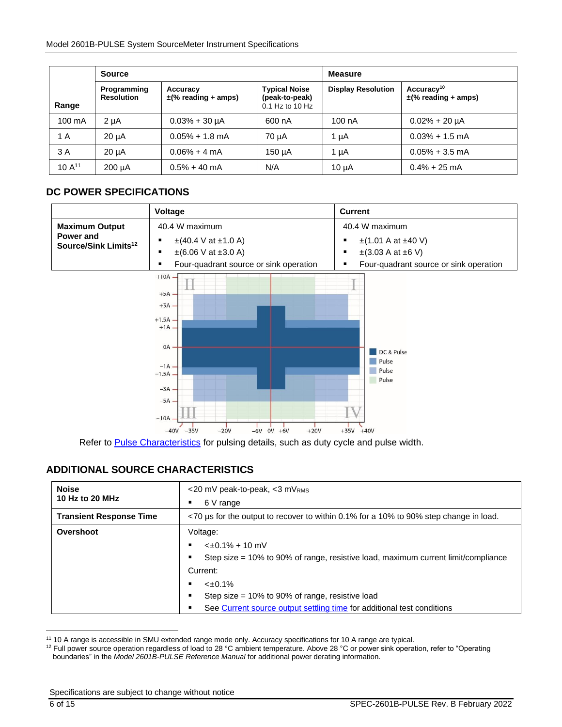| Range | Source | | | Measure | |
|---|---|---|---|---|---|
| | Programming Resolution | Accuracy ±(% reading + amps) | Typical Noise (peak-to-peak) 0.1 Hz to 10 Hz | Display Resolution | Accuracy[10] ±(% reading + amps) |
| 100 mA | 2 µA | 0.03% + 30 µA | 600 nA | 100 nA | 0.02% + 20 µA |
| 1 A | 20 µA | 0.05% + 1.8 mA | 70 µA | 1 µA | 0.03% + 1.5 mA |
| 3 A | 20 µA | 0.06% + 4 mA | 150 µA | 1 µA | 0.05% + 3.5 mA |
| 10 A[11] | 200 µA | 0.5% + 40 mA | N/A | 10 µA | 0.4% + 25 mA |

## DC POWER SPECIFICATIONS

| | Voltage | Current |
|---|---|---|
| **Maximum Output Power and Source/Sink Limits[12]** | 40.4 W maximum<br>▪ ±(40.4 V at ±1.0 A)<br>▪ ±(6.06 V at ±3.0 A)<br>▪ Four-quadrant source or sink operation | 40.4 W maximum<br>▪ ±(1.01 A at ±40 V)<br>▪ ±(3.03 A at ±6 V)<br>▪ Four-quadrant source or sink operation |

Refer to Pulse Characteristics for pulsing details, such as duty cycle and pulse width.

## ADDITIONAL SOURCE CHARACTERISTICS

| | |
|---|---|
| **Noise 10 Hz to 20 MHz** | <20 mV peak-to-peak, <3 $mV_{RMS}$<br>▪ 6 V range |
| **Transient Response Time** | <70 µs for the output to recover to within 0.1% for a 10% to 90% step change in load. |
| **Overshoot** | Voltage:<br>▪ <±0.1% + 10 mV<br>▪ Step size = 10% to 90% of range, resistive load, maximum current limit/compliance<br>Current:<br>▪ <±0.1%<br>▪ Step size = 10% to 90% of range, resistive load<br>▪ See Current source output settling time for additional test conditions |

[11] 10 A range is accessible in SMU extended range mode only. Accuracy specifications for 10 A range are typical.

[12] Full power source operation regardless of load to 28 °C ambient temperature. Above 28 °C or power sink operation, refer to "Operating boundaries" in the *Model 2601B-PULSE Reference Manual* for additional power derating information.

Specifications are subject to change without notice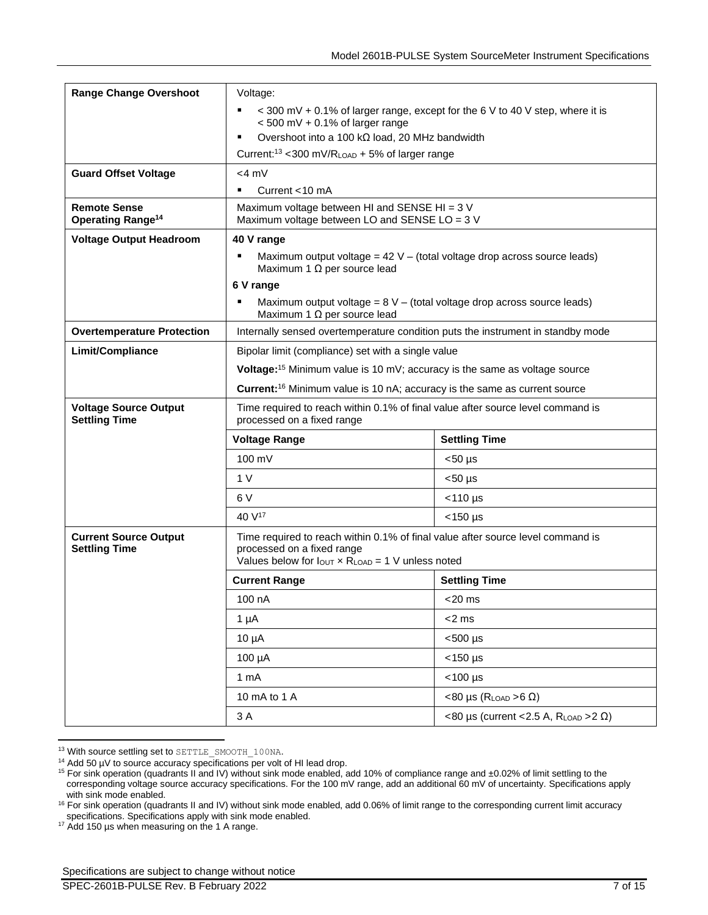| | | |
|---|---|---|
| **Range Change Overshoot** | Voltage:<br>▪ < 300 mV + 0.1% of larger range, except for the 6 V to 40 V step, where it is < 500 mV + 0.1% of larger range<br>▪ Overshoot into a 100 kΩ load, 20 MHz bandwidth<br>Current:[13] <300 mV/$R_{LOAD}$ + 5% of larger range | |
| **Guard Offset Voltage** | <4 mV<br>▪ Current <10 mA | |
| **Remote Sense Operating Range**[14] | Maximum voltage between HI and SENSE HI = 3 V<br>Maximum voltage between LO and SENSE LO = 3 V | |
| **Voltage Output Headroom** | **40 V range**<br>▪ Maximum output voltage = 42 V – (total voltage drop across source leads) Maximum 1 Ω per source lead<br>**6 V range**<br>▪ Maximum output voltage = 8 V – (total voltage drop across source leads) Maximum 1 Ω per source lead | |
| **Overtemperature Protection** | Internally sensed overtemperature condition puts the instrument in standby mode | |
| **Limit/Compliance** | Bipolar limit (compliance) set with a single value<br>**Voltage:**[15] Minimum value is 10 mV; accuracy is the same as voltage source<br>**Current:**[16] Minimum value is 10 nA; accuracy is the same as current source | |
| **Voltage Source Output Settling Time** | Time required to reach within 0.1% of final value after source level command is processed on a fixed range | |
| | **Voltage Range** | **Settling Time** |
| | 100 mV | <50 µs |
| | 1 V | <50 µs |
| | 6 V | <110 µs |
| | 40 V[17] | <150 µs |
| **Current Source Output Settling Time** | Time required to reach within 0.1% of final value after source level command is processed on a fixed range<br>Values below for $I_{OUT} \times R_{LOAD}$ = 1 V unless noted | |
| | **Current Range** | **Settling Time** |
| | 100 nA | <20 ms |
| | 1 µA | <2 ms |
| | 10 µA | <500 µs |
| | 100 µA | <150 µs |
| | 1 mA | <100 µs |
| | 10 mA to 1 A | <80 µs ($R_{LOAD}$ >6 Ω) |
| | 3 A | <80 µs (current <2.5 A, $R_{LOAD}$ >2 Ω) |

[13] With source settling set to `SETTLE_SMOOTH_100NA`.

[14] Add 50 µV to source accuracy specifications per volt of HI lead drop.

[15] For sink operation (quadrants II and IV) without sink mode enabled, add 10% of compliance range and ±0.02% of limit settling to the corresponding voltage source accuracy specifications. For the 100 mV range, add an additional 60 mV of uncertainty. Specifications apply with sink mode enabled.

[16] For sink operation (quadrants II and IV) without sink mode enabled, add 0.06% of limit range to the corresponding current limit accuracy specifications. Specifications apply with sink mode enabled.

[17] Add 150 µs when measuring on the 1 A range.

Specifications are subject to change without notice

SPEC-2601B-PULSE Rev. B February 2022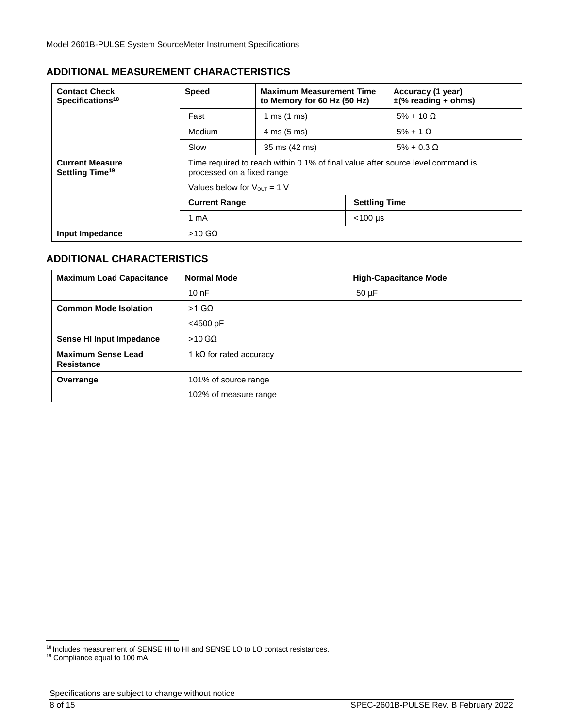## ADDITIONAL MEASUREMENT CHARACTERISTICS

| Contact Check Specifications[18] | Speed | Maximum Measurement Time to Memory for 60 Hz (50 Hz) | Accuracy (1 year) ±(% reading + ohms) |
|---|---|---|---|
| | Fast | 1 ms (1 ms) | 5% + 10 Ω |
| | Medium | 4 ms (5 ms) | 5% + 1 Ω |
| | Slow | 35 ms (42 ms) | 5% + 0.3 Ω |
| **Current Measure Settling Time[19]** | Time required to reach within 0.1% of final value after source level command is processed on a fixed range | | |
| | Values below for $V_{OUT}$ = 1 V | | |
| | **Current Range** | | **Settling Time** |
| | 1 mA | | <100 µs |
| **Input Impedance** | >10 GΩ | | |

## ADDITIONAL CHARACTERISTICS

| Maximum Load Capacitance | Normal Mode | High-Capacitance Mode |
|---|---|---|
| | 10 nF | 50 µF |
| **Common Mode Isolation** | >1 GΩ | |
| | <4500 pF | |
| **Sense HI Input Impedance** | >10 GΩ | |
| **Maximum Sense Lead Resistance** | 1 kΩ for rated accuracy | |
| **Overrange** | 101% of source range | |
| | 102% of measure range | |

[18] Includes measurement of SENSE HI to HI and SENSE LO to LO contact resistances.
[19] Compliance equal to 100 mA.

Specifications are subject to change without notice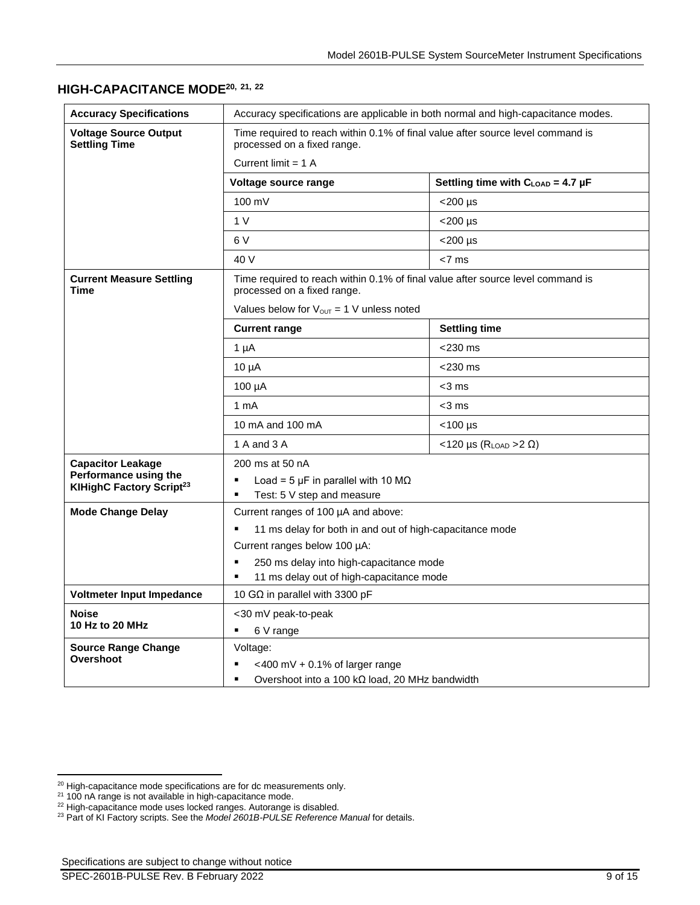## HIGH-CAPACITANCE MODE[20, 21, 22]

| | | |
|---|---|---|
| **Accuracy Specifications** | Accuracy specifications are applicable in both normal and high-capacitance modes. | |
| **Voltage Source Output Settling Time** | Time required to reach within 0.1% of final value after source level command is processed on a fixed range. | |
| | Current limit = 1 A | |
| | **Voltage source range** | **Settling time with $C_{LOAD}$ = 4.7 µF** |
| | 100 mV | <200 µs |
| | 1 V | <200 µs |
| | 6 V | <200 µs |
| | 40 V | <7 ms |
| **Current Measure Settling Time** | Time required to reach within 0.1% of final value after source level command is processed on a fixed range. | |
| | Values below for $V_{OUT}$ = 1 V unless noted | |
| | **Current range** | **Settling time** |
| | 1 µA | <230 ms |
| | 10 µA | <230 ms |
| | 100 µA | <3 ms |
| | 1 mA | <3 ms |
| | 10 mA and 100 mA | <100 µs |
| | 1 A and 3 A | <120 µs ($R_{LOAD}$ >2 Ω) |
| **Capacitor Leakage Performance using the KIHighC Factory Script[23]** | 200 ms at 50 nA<br>▪ Load = 5 µF in parallel with 10 MΩ<br>▪ Test: 5 V step and measure | |
| **Mode Change Delay** | Current ranges of 100 µA and above:<br>▪ 11 ms delay for both in and out of high-capacitance mode<br>Current ranges below 100 µA:<br>▪ 250 ms delay into high-capacitance mode<br>▪ 11 ms delay out of high-capacitance mode | |
| **Voltmeter Input Impedance** | 10 GΩ in parallel with 3300 pF | |
| **Noise 10 Hz to 20 MHz** | <30 mV peak-to-peak<br>▪ 6 V range | |
| **Source Range Change Overshoot** | Voltage:<br>▪ <400 mV + 0.1% of larger range<br>▪ Overshoot into a 100 kΩ load, 20 MHz bandwidth | |

[20] High-capacitance mode specifications are for dc measurements only.
[21] 100 nA range is not available in high-capacitance mode.
[22] High-capacitance mode uses locked ranges. Autorange is disabled.
[23] Part of KI Factory scripts. See the *Model 2601B-PULSE Reference Manual* for details.

Specifications are subject to change without notice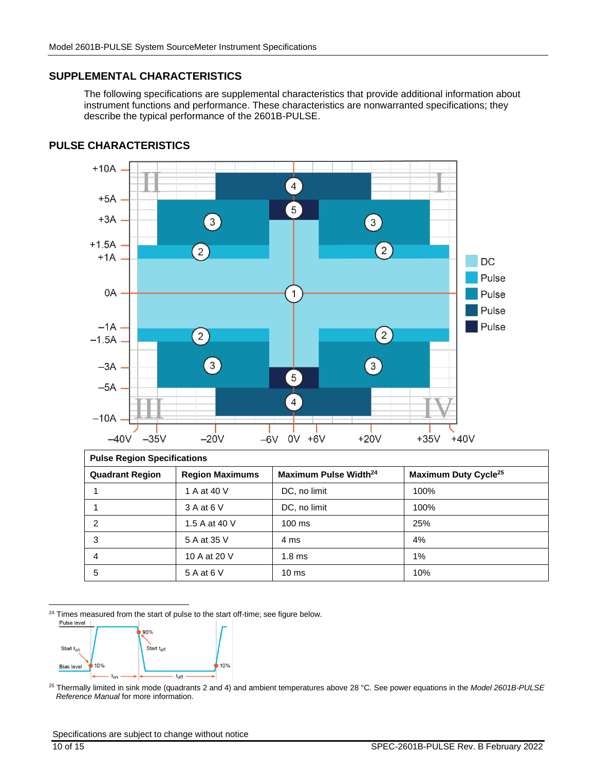## SUPPLEMENTAL CHARACTERISTICS

The following specifications are supplemental characteristics that provide additional information about instrument functions and performance. These characteristics are nonwarranted specifications; they describe the typical performance of the 2601B-PULSE.

## PULSE CHARACTERISTICS

| Pulse Region Specifications | | | |
|---|---|---|---|
| **Quadrant Region** | **Region Maximums** | **Maximum Pulse Width**[24] | **Maximum Duty Cycle**[25] |
| 1 | 1 A at 40 V | DC, no limit | 100% |
| 1 | 3 A at 6 V | DC, no limit | 100% |
| 2 | 1.5 A at 40 V | 100 ms | 25% |
| 3 | 5 A at 35 V | 4 ms | 4% |
| 4 | 10 A at 20 V | 1.8 ms | 1% |
| 5 | 5 A at 6 V | 10 ms | 10% |

[24] Times measured from the start of pulse to the start off-time; see figure below.

[25] Thermally limited in sink mode (quadrants 2 and 4) and ambient temperatures above 28 °C. See power equations in the *Model 2601B-PULSE Reference Manual* for more information.

Specifications are subject to change without notice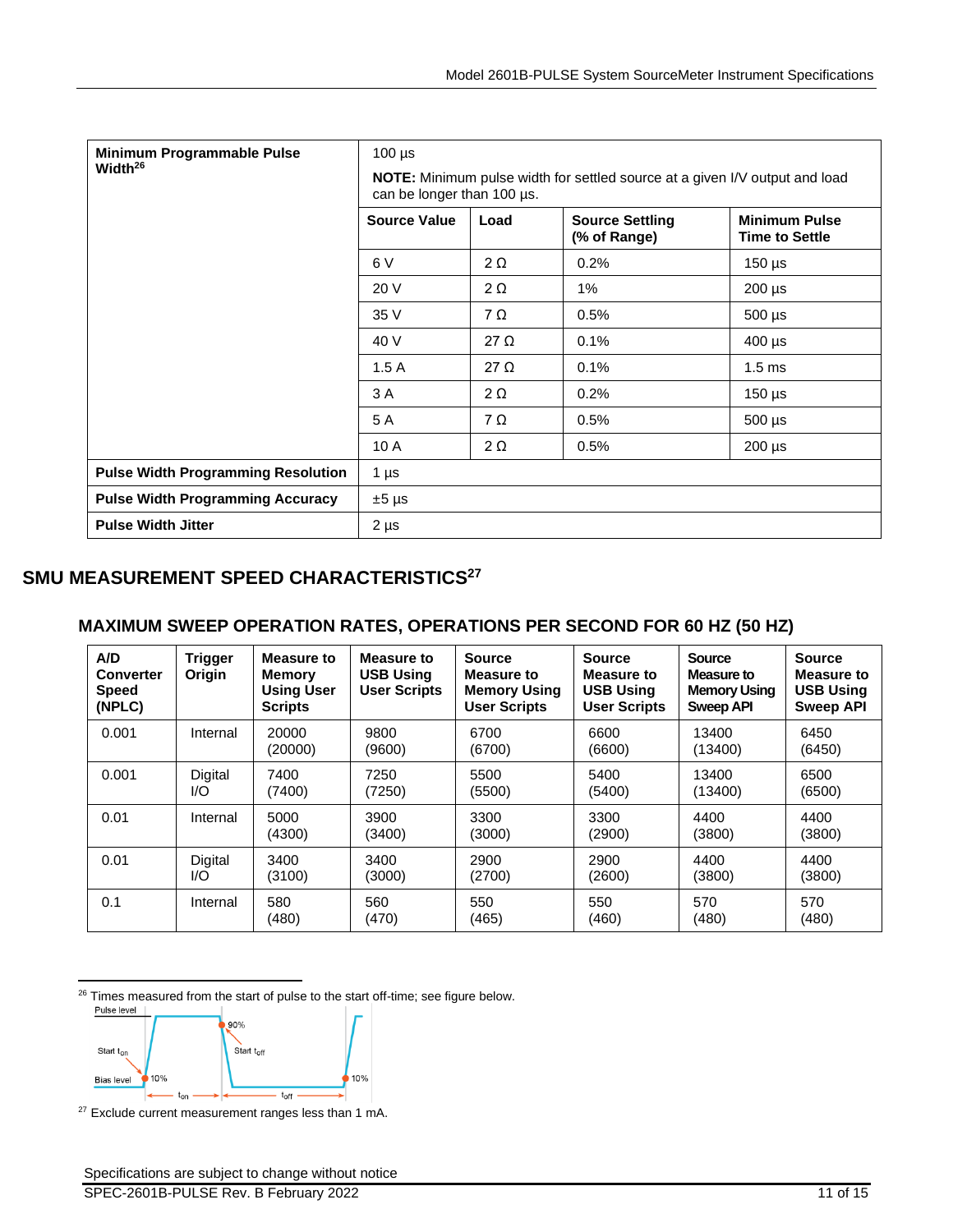| Minimum Programmable Pulse Width[26] | 100 µs<br><br>**NOTE:** Minimum pulse width for settled source at a given I/V output and load can be longer than 100 µs. | | | |
|---|---|---|---|---|
| | **Source Value** | **Load** | **Source Settling (% of Range)** | **Minimum Pulse Time to Settle** |
| | 6 V | 2 Ω | 0.2% | 150 µs |
| | 20 V | 2 Ω | 1% | 200 µs |
| | 35 V | 7 Ω | 0.5% | 500 µs |
| | 40 V | 27 Ω | 0.1% | 400 µs |
| | 1.5 A | 27 Ω | 0.1% | 1.5 ms |
| | 3 A | 2 Ω | 0.2% | 150 µs |
| | 5 A | 7 Ω | 0.5% | 500 µs |
| | 10 A | 2 Ω | 0.5% | 200 µs |
| **Pulse Width Programming Resolution** | 1 µs | | | |
| **Pulse Width Programming Accuracy** | ±5 µs | | | |
| **Pulse Width Jitter** | 2 µs | | | |

## SMU MEASUREMENT SPEED CHARACTERISTICS[27]

### MAXIMUM SWEEP OPERATION RATES, OPERATIONS PER SECOND FOR 60 HZ (50 HZ)

| A/D Converter Speed (NPLC) | Trigger Origin | Measure to Memory Using User Scripts | Measure to USB Using User Scripts | Source Measure to Memory Using User Scripts | Source Measure to USB Using User Scripts | Source Measure to Memory Using Sweep API | Source Measure to USB Using Sweep API |
|---|---|---|---|---|---|---|---|
| 0.001 | Internal | 20000 (20000) | 9800 (9600) | 6700 (6700) | 6600 (6600) | 13400 (13400) | 6450 (6450) |
| 0.001 | Digital I/O | 7400 (7400) | 7250 (7250) | 5500 (5500) | 5400 (5400) | 13400 (13400) | 6500 (6500) |
| 0.01 | Internal | 5000 (4300) | 3900 (3400) | 3300 (3000) | 3300 (2900) | 4400 (3800) | 4400 (3800) |
| 0.01 | Digital I/O | 3400 (3100) | 3400 (3000) | 2900 (2700) | 2900 (2600) | 4400 (3800) | 4400 (3800) |
| 0.1 | Internal | 580 (480) | 560 (470) | 550 (465) | 550 (460) | 570 (480) | 570 (480) |

[26] Times measured from the start of pulse to the start off-time; see figure below.

Pulse level — Bias level — Start $t_{on}$ — 10% — 90% — Start $t_{off}$ — 10% — $t_{on}$ — $t_{off}$

[27] Exclude current measurement ranges less than 1 mA.

Specifications are subject to change without notice

SPEC-2601B-PULSE Rev. B February 2022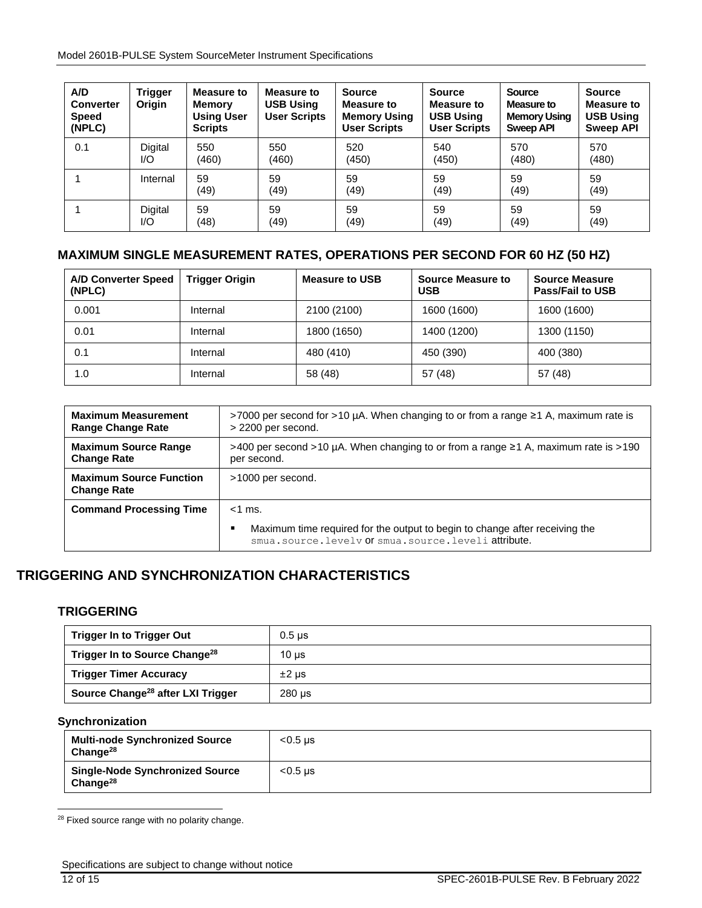| A/D Converter Speed (NPLC) | Trigger Origin | Measure to Memory Using User Scripts | Measure to USB Using User Scripts | Source Measure to Memory Using User Scripts | Source Measure to USB Using User Scripts | Source Measure to Memory Using Sweep API | Source Measure to USB Using Sweep API |
|---|---|---|---|---|---|---|---|
| 0.1 | Digital I/O | 550 (460) | 550 (460) | 520 (450) | 540 (450) | 570 (480) | 570 (480) |
| 1 | Internal | 59 (49) | 59 (49) | 59 (49) | 59 (49) | 59 (49) | 59 (49) |
| 1 | Digital I/O | 59 (48) | 59 (49) | 59 (49) | 59 (49) | 59 (49) | 59 (49) |

### MAXIMUM SINGLE MEASUREMENT RATES, OPERATIONS PER SECOND FOR 60 HZ (50 HZ)

| A/D Converter Speed (NPLC) | Trigger Origin | Measure to USB | Source Measure to USB | Source Measure Pass/Fail to USB |
|---|---|---|---|---|
| 0.001 | Internal | 2100 (2100) | 1600 (1600) | 1600 (1600) |
| 0.01 | Internal | 1800 (1650) | 1400 (1200) | 1300 (1150) |
| 0.1 | Internal | 480 (410) | 450 (390) | 400 (380) |
| 1.0 | Internal | 58 (48) | 57 (48) | 57 (48) |

| | |
|---|---|
| **Maximum Measurement Range Change Rate** | >7000 per second for >10 µA. When changing to or from a range ≥1 A, maximum rate is > 2200 per second. |
| **Maximum Source Range Change Rate** | >400 per second >10 µA. When changing to or from a range ≥1 A, maximum rate is >190 per second. |
| **Maximum Source Function Change Rate** | >1000 per second. |
| **Command Processing Time** | <1 ms. <br> ▪ Maximum time required for the output to begin to change after receiving the `smua.source.levelv` or `smua.source.leveli` attribute. |

## TRIGGERING AND SYNCHRONIZATION CHARACTERISTICS

### TRIGGERING

| | |
|---|---|
| **Trigger In to Trigger Out** | 0.5 µs |
| **Trigger In to Source Change[28]** | 10 µs |
| **Trigger Timer Accuracy** | ±2 µs |
| **Source Change[28] after LXI Trigger** | 280 µs |

#### Synchronization

| | |
|---|---|
| **Multi-node Synchronized Source Change[28]** | <0.5 µs |
| **Single-Node Synchronized Source Change[28]** | <0.5 µs |

[28] Fixed source range with no polarity change.

Specifications are subject to change without notice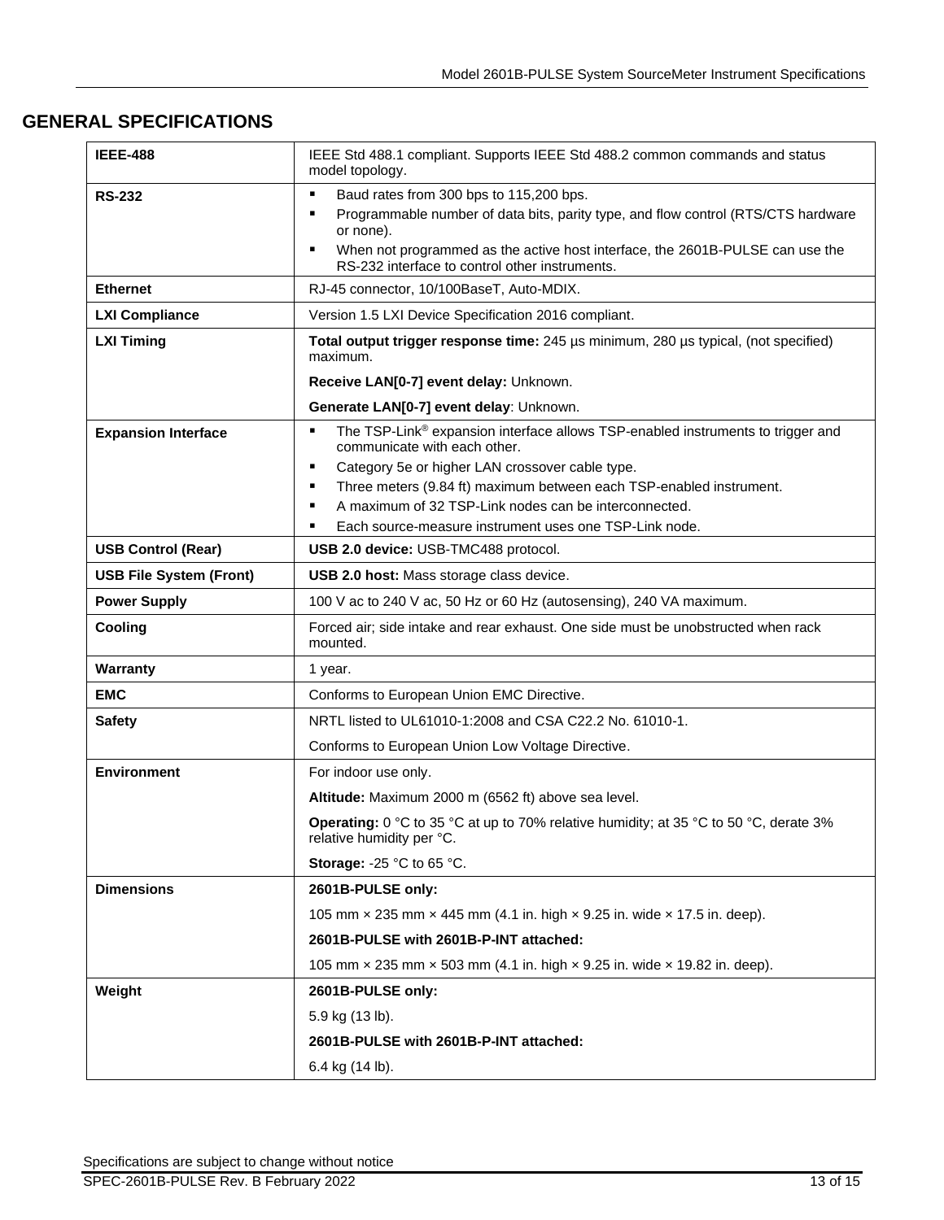## GENERAL SPECIFICATIONS

| | |
|---|---|
| **IEEE-488** | IEEE Std 488.1 compliant. Supports IEEE Std 488.2 common commands and status model topology. |
| **RS-232** | ▪ Baud rates from 300 bps to 115,200 bps.<br>▪ Programmable number of data bits, parity type, and flow control (RTS/CTS hardware or none).<br>▪ When not programmed as the active host interface, the 2601B-PULSE can use the RS-232 interface to control other instruments. |
| **Ethernet** | RJ-45 connector, 10/100BaseT, Auto-MDIX. |
| **LXI Compliance** | Version 1.5 LXI Device Specification 2016 compliant. |
| **LXI Timing** | **Total output trigger response time:** 245 µs minimum, 280 µs typical, (not specified) maximum.<br>**Receive LAN[0-7] event delay:** Unknown.<br>**Generate LAN[0-7] event delay**: Unknown. |
| **Expansion Interface** | ▪ The TSP-Link® expansion interface allows TSP-enabled instruments to trigger and communicate with each other.<br>▪ Category 5e or higher LAN crossover cable type.<br>▪ Three meters (9.84 ft) maximum between each TSP-enabled instrument.<br>▪ A maximum of 32 TSP-Link nodes can be interconnected.<br>▪ Each source-measure instrument uses one TSP-Link node. |
| **USB Control (Rear)** | **USB 2.0 device:** USB-TMC488 protocol. |
| **USB File System (Front)** | **USB 2.0 host:** Mass storage class device. |
| **Power Supply** | 100 V ac to 240 V ac, 50 Hz or 60 Hz (autosensing), 240 VA maximum. |
| **Cooling** | Forced air; side intake and rear exhaust. One side must be unobstructed when rack mounted. |
| **Warranty** | 1 year. |
| **EMC** | Conforms to European Union EMC Directive. |
| **Safety** | NRTL listed to UL61010-1:2008 and CSA C22.2 No. 61010-1.<br>Conforms to European Union Low Voltage Directive. |
| **Environment** | For indoor use only.<br>**Altitude:** Maximum 2000 m (6562 ft) above sea level.<br>**Operating:** 0 °C to 35 °C at up to 70% relative humidity; at 35 °C to 50 °C, derate 3% relative humidity per °C.<br>**Storage:** -25 °C to 65 °C. |
| **Dimensions** | **2601B-PULSE only:**<br>105 mm × 235 mm × 445 mm (4.1 in. high × 9.25 in. wide × 17.5 in. deep).<br>**2601B-PULSE with 2601B-P-INT attached:**<br>105 mm × 235 mm × 503 mm (4.1 in. high × 9.25 in. wide × 19.82 in. deep). |
| **Weight** | **2601B-PULSE only:**<br>5.9 kg (13 lb).<br>**2601B-PULSE with 2601B-P-INT attached:**<br>6.4 kg (14 lb). |

Specifications are subject to change without notice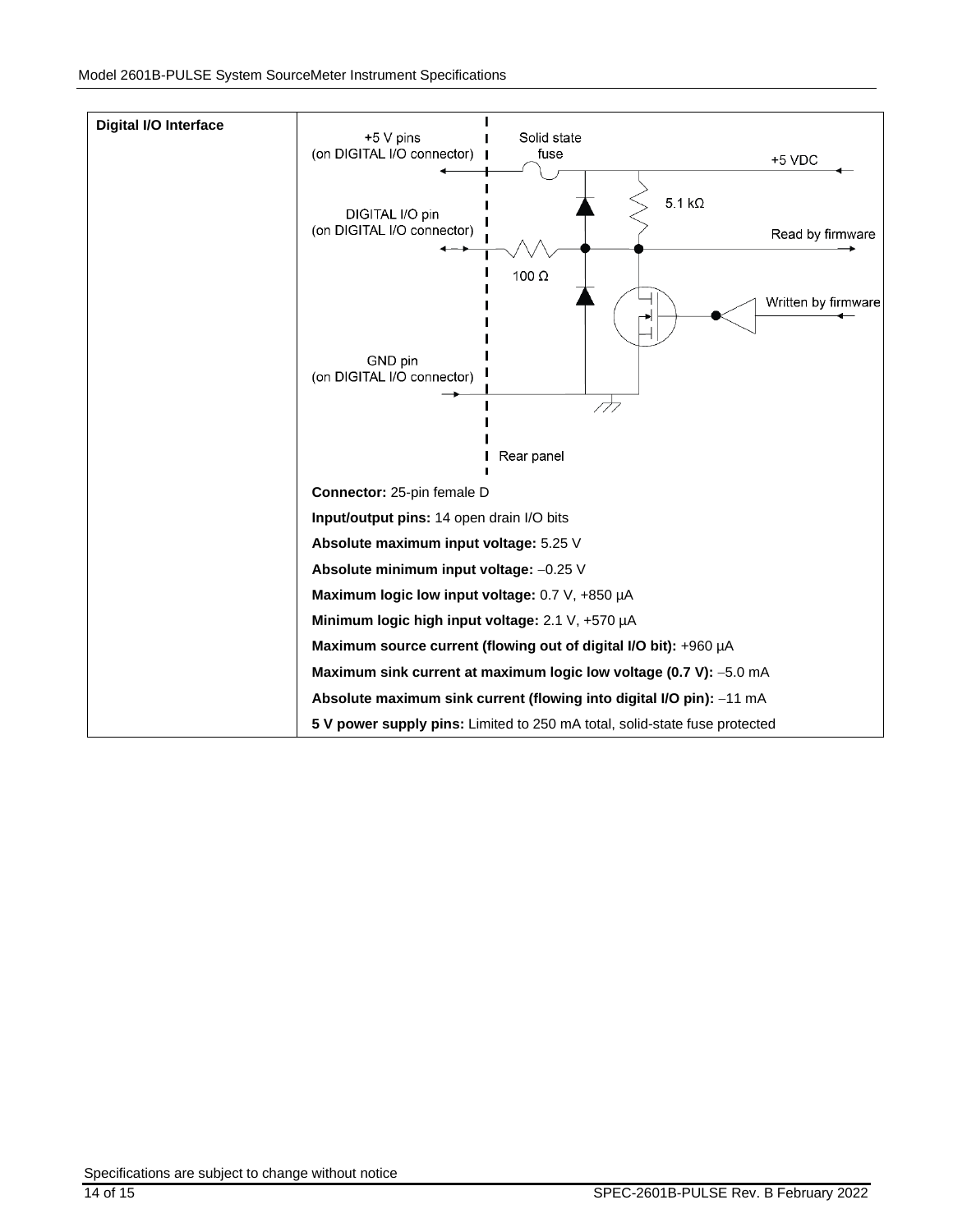| Digital I/O Interface | |
|---|---|
| | +5 V pins (on DIGITAL I/O connector) · Solid state fuse · +5 VDC · 5.1 kΩ · DIGITAL I/O pin (on DIGITAL I/O connector) · Read by firmware · 100 Ω · Written by firmware · GND pin (on DIGITAL I/O connector) · Rear panel |
| | **Connector:** 25-pin female D |
| | **Input/output pins:** 14 open drain I/O bits |
| | **Absolute maximum input voltage:** 5.25 V |
| | **Absolute minimum input voltage:** –0.25 V |
| | **Maximum logic low input voltage:** 0.7 V, +850 µA |
| | **Minimum logic high input voltage:** 2.1 V, +570 µA |
| | **Maximum source current (flowing out of digital I/O bit):** +960 µA |
| | **Maximum sink current at maximum logic low voltage (0.7 V):** –5.0 mA |
| | **Absolute maximum sink current (flowing into digital I/O pin):** –11 mA |
| | **5 V power supply pins:** Limited to 250 mA total, solid-state fuse protected |

Specifications are subject to change without notice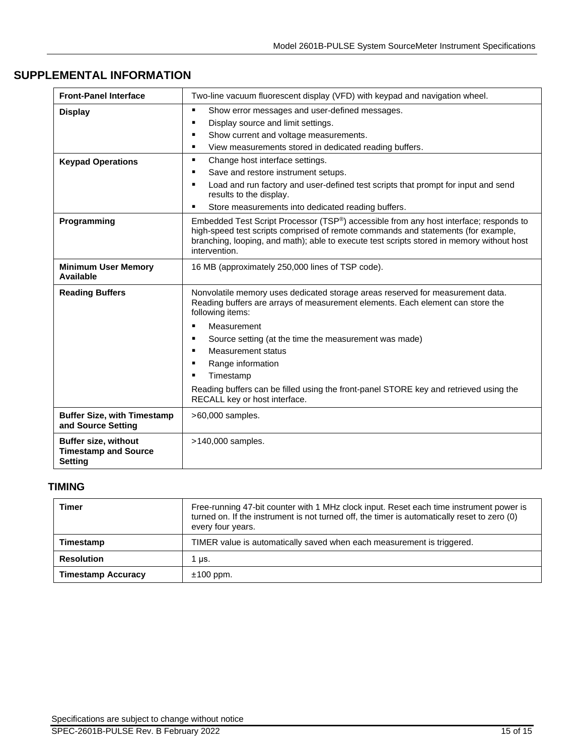## SUPPLEMENTAL INFORMATION

| | |
|---|---|
| **Front-Panel Interface** | Two-line vacuum fluorescent display (VFD) with keypad and navigation wheel. |
| **Display** | ▪ Show error messages and user-defined messages.<br>▪ Display source and limit settings.<br>▪ Show current and voltage measurements.<br>▪ View measurements stored in dedicated reading buffers. |
| **Keypad Operations** | ▪ Change host interface settings.<br>▪ Save and restore instrument setups.<br>▪ Load and run factory and user-defined test scripts that prompt for input and send results to the display.<br>▪ Store measurements into dedicated reading buffers. |
| **Programming** | Embedded Test Script Processor (TSP®) accessible from any host interface; responds to high-speed test scripts comprised of remote commands and statements (for example, branching, looping, and math); able to execute test scripts stored in memory without host intervention. |
| **Minimum User Memory Available** | 16 MB (approximately 250,000 lines of TSP code). |
| **Reading Buffers** | Nonvolatile memory uses dedicated storage areas reserved for measurement data. Reading buffers are arrays of measurement elements. Each element can store the following items:<br>▪ Measurement<br>▪ Source setting (at the time the measurement was made)<br>▪ Measurement status<br>▪ Range information<br>▪ Timestamp<br>Reading buffers can be filled using the front-panel STORE key and retrieved using the RECALL key or host interface. |
| **Buffer Size, with Timestamp and Source Setting** | >60,000 samples. |
| **Buffer size, without Timestamp and Source Setting** | >140,000 samples. |

### TIMING

| | |
|---|---|
| **Timer** | Free-running 47-bit counter with 1 MHz clock input. Reset each time instrument power is turned on. If the instrument is not turned off, the timer is automatically reset to zero (0) every four years. |
| **Timestamp** | TIMER value is automatically saved when each measurement is triggered. |
| **Resolution** | 1 µs. |
| **Timestamp Accuracy** | ±100 ppm. |

Specifications are subject to change without notice

SPEC-2601B-PULSE Rev. B February 2022